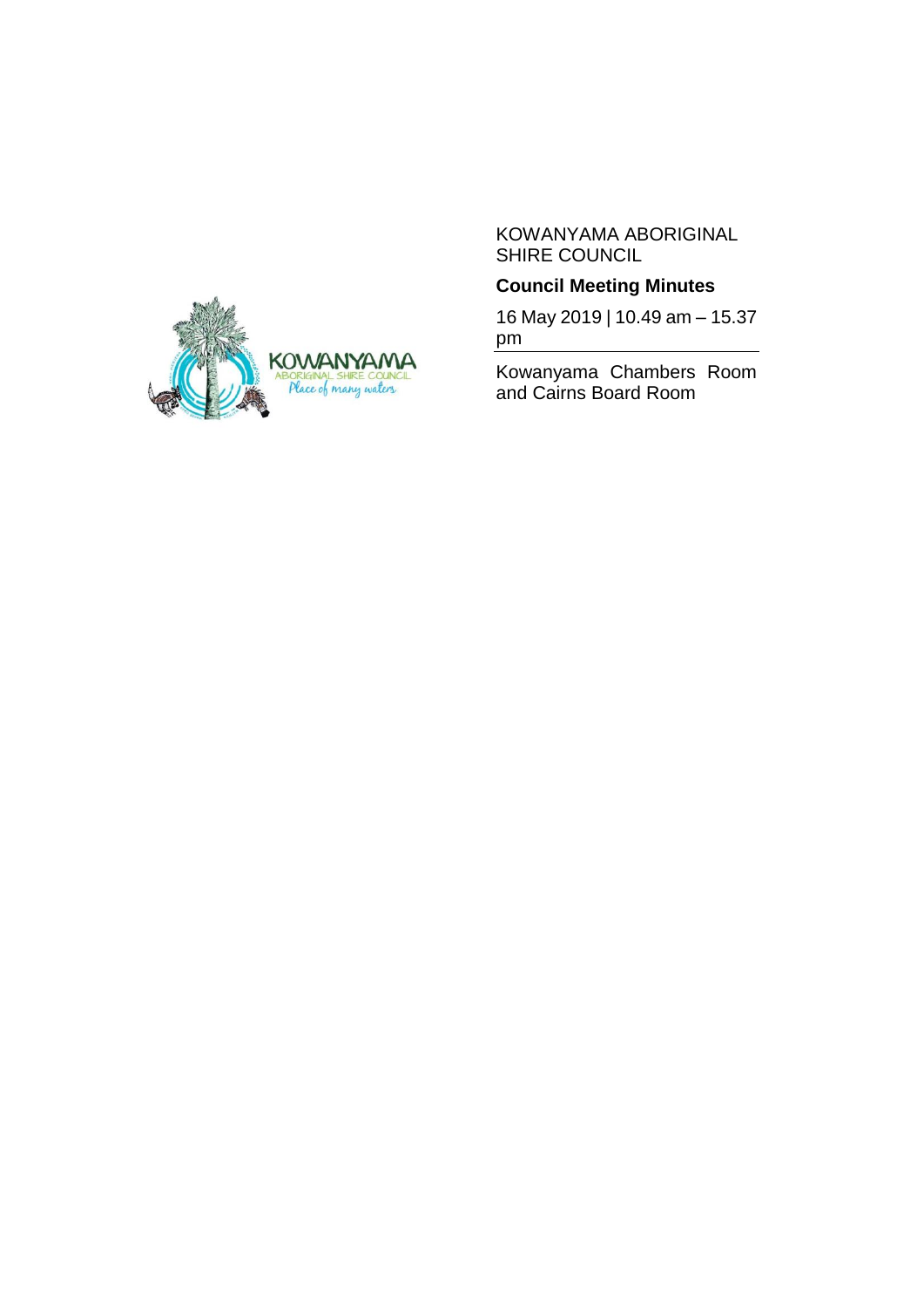KOWANYAMA ABORIGINAL SHIRE COUNCIL

# Council Meeting Minutes

16 May 2019 | 10.49 am – 15.37 pm

Kowanyama Chambers Room and Cairns Board Room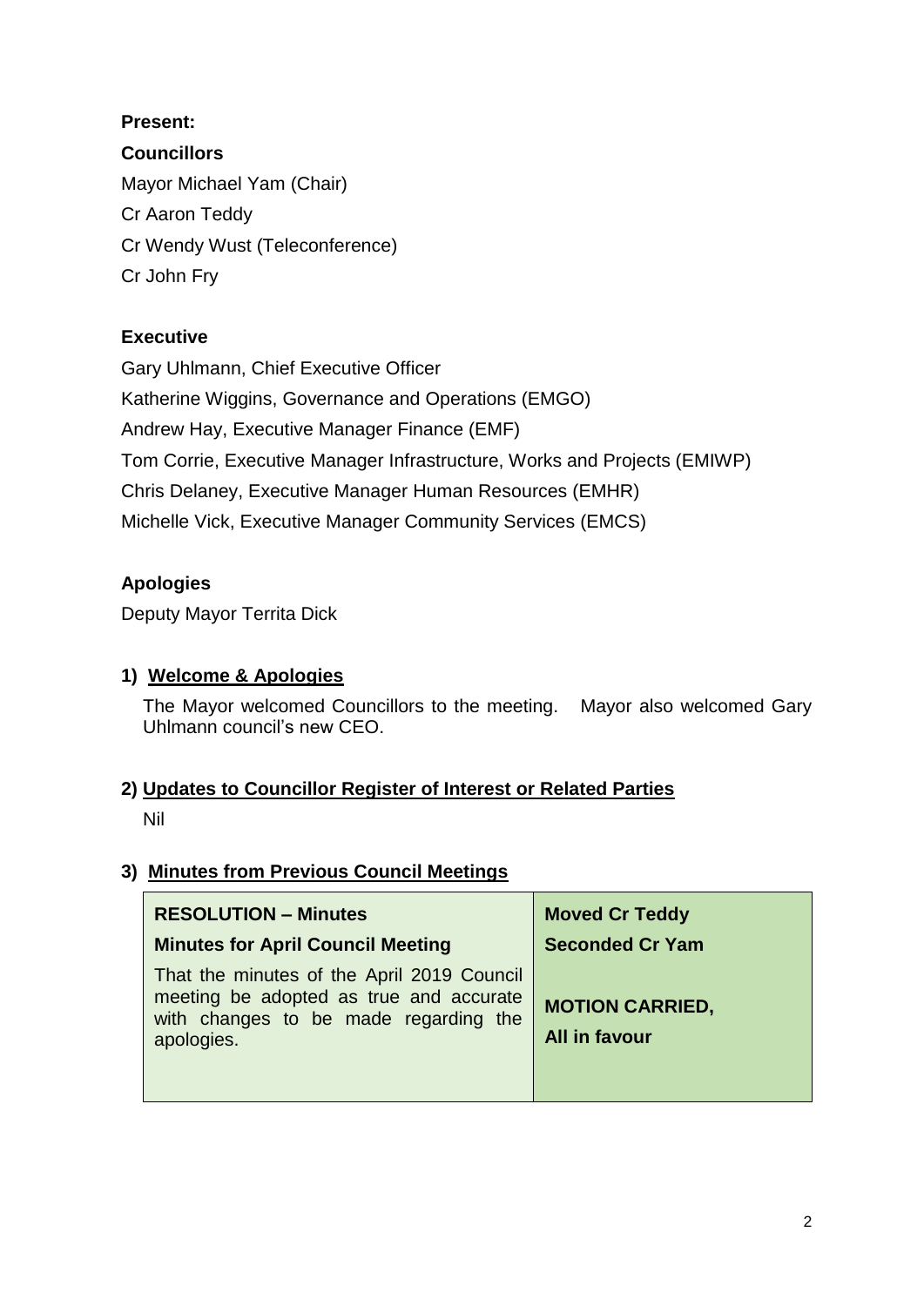**Present:**

**Councillors**

Mayor Michael Yam (Chair)

Cr Aaron Teddy

Cr Wendy Wust (Teleconference)

Cr John Fry

**Executive**

Gary Uhlmann, Chief Executive Officer

Katherine Wiggins, Governance and Operations (EMGO)

Andrew Hay, Executive Manager Finance (EMF)

Tom Corrie, Executive Manager Infrastructure, Works and Projects (EMIWP)

Chris Delaney, Executive Manager Human Resources (EMHR)

Michelle Vick, Executive Manager Community Services (EMCS)

**Apologies**

Deputy Mayor Territa Dick

## 1) Welcome & Apologies

The Mayor welcomed Councillors to the meeting. Mayor also welcomed Gary Uhlmann council's new CEO.

## 2) Updates to Councillor Register of Interest or Related Parties

Nil

## 3) Minutes from Previous Council Meetings

| **RESOLUTION – Minutes** | **Moved Cr Teddy** |
|---|---|
| **Minutes for April Council Meeting** | **Seconded Cr Yam** |
| That the minutes of the April 2019 Council meeting be adopted as true and accurate with changes to be made regarding the apologies. | **MOTION CARRIED, All in favour** |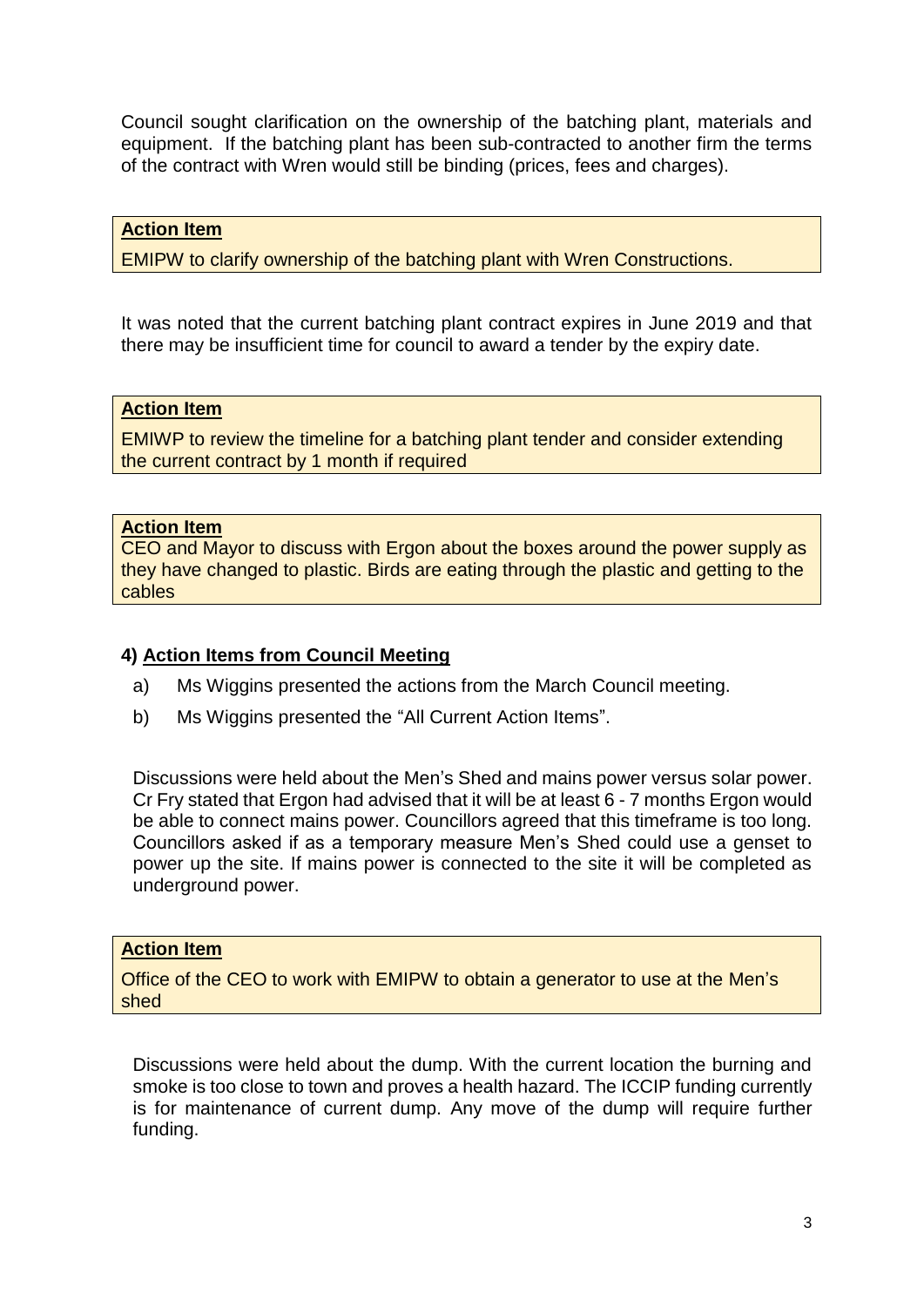Council sought clarification on the ownership of the batching plant, materials and equipment. If the batching plant has been sub-contracted to another firm the terms of the contract with Wren would still be binding (prices, fees and charges).

**Action Item**

EMIPW to clarify ownership of the batching plant with Wren Constructions.

It was noted that the current batching plant contract expires in June 2019 and that there may be insufficient time for council to award a tender by the expiry date.

**Action Item**

EMIWP to review the timeline for a batching plant tender and consider extending the current contract by 1 month if required

**Action Item**

CEO and Mayor to discuss with Ergon about the boxes around the power supply as they have changed to plastic. Birds are eating through the plastic and getting to the cables

### 4) Action Items from Council Meeting

a) Ms Wiggins presented the actions from the March Council meeting.

b) Ms Wiggins presented the "All Current Action Items".

Discussions were held about the Men's Shed and mains power versus solar power. Cr Fry stated that Ergon had advised that it will be at least 6 - 7 months Ergon would be able to connect mains power. Councillors agreed that this timeframe is too long. Councillors asked if as a temporary measure Men's Shed could use a genset to power up the site. If mains power is connected to the site it will be completed as underground power.

**Action Item**

Office of the CEO to work with EMIPW to obtain a generator to use at the Men's shed

Discussions were held about the dump. With the current location the burning and smoke is too close to town and proves a health hazard. The ICCIP funding currently is for maintenance of current dump. Any move of the dump will require further funding.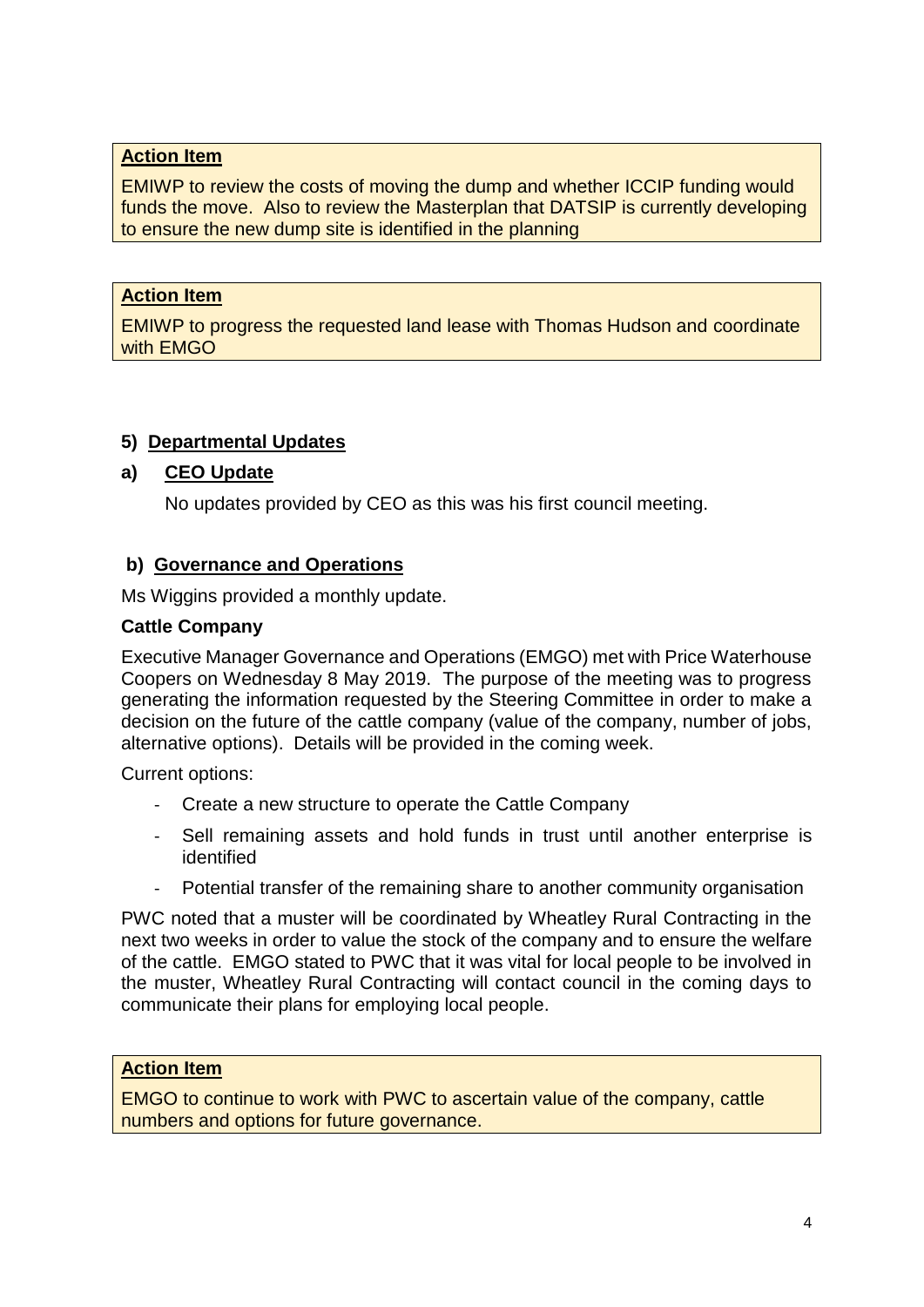**Action Item**

EMIWP to review the costs of moving the dump and whether ICCIP funding would funds the move. Also to review the Masterplan that DATSIP is currently developing to ensure the new dump site is identified in the planning

**Action Item**

EMIWP to progress the requested land lease with Thomas Hudson and coordinate with EMGO

## 5) Departmental Updates

### a) CEO Update

No updates provided by CEO as this was his first council meeting.

### b) Governance and Operations

Ms Wiggins provided a monthly update.

**Cattle Company**

Executive Manager Governance and Operations (EMGO) met with Price Waterhouse Coopers on Wednesday 8 May 2019. The purpose of the meeting was to progress generating the information requested by the Steering Committee in order to make a decision on the future of the cattle company (value of the company, number of jobs, alternative options). Details will be provided in the coming week.

Current options:

- Create a new structure to operate the Cattle Company
- Sell remaining assets and hold funds in trust until another enterprise is identified
- Potential transfer of the remaining share to another community organisation

PWC noted that a muster will be coordinated by Wheatley Rural Contracting in the next two weeks in order to value the stock of the company and to ensure the welfare of the cattle. EMGO stated to PWC that it was vital for local people to be involved in the muster, Wheatley Rural Contracting will contact council in the coming days to communicate their plans for employing local people.

**Action Item**

EMGO to continue to work with PWC to ascertain value of the company, cattle numbers and options for future governance.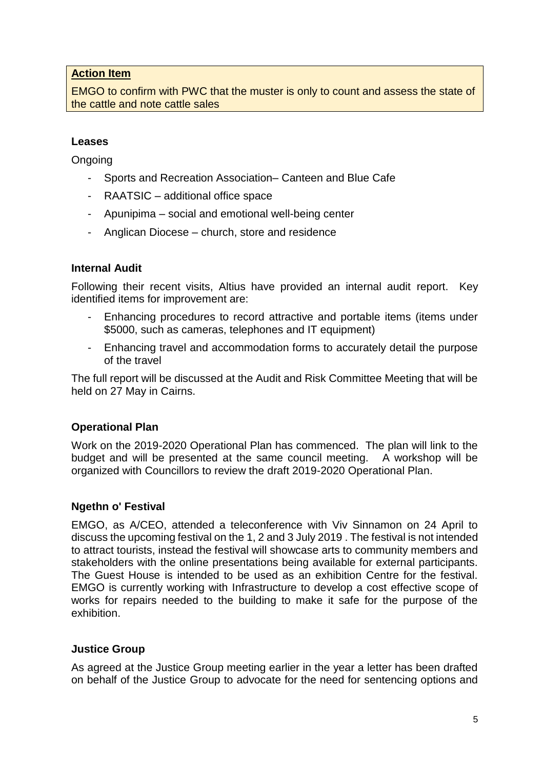**Action Item**

EMGO to confirm with PWC that the muster is only to count and assess the state of the cattle and note cattle sales

### Leases

Ongoing

- Sports and Recreation Association– Canteen and Blue Cafe
- RAATSIC – additional office space
- Apunipima – social and emotional well-being center
- Anglican Diocese – church, store and residence

### Internal Audit

Following their recent visits, Altius have provided an internal audit report. Key identified items for improvement are:

- Enhancing procedures to record attractive and portable items (items under $5000, such as cameras, telephones and IT equipment)
- Enhancing travel and accommodation forms to accurately detail the purpose of the travel

The full report will be discussed at the Audit and Risk Committee Meeting that will be held on 27 May in Cairns.

### Operational Plan

Work on the 2019-2020 Operational Plan has commenced. The plan will link to the budget and will be presented at the same council meeting. A workshop will be organized with Councillors to review the draft 2019-2020 Operational Plan.

### Ngethn o' Festival

EMGO, as A/CEO, attended a teleconference with Viv Sinnamon on 24 April to discuss the upcoming festival on the 1, 2 and 3 July 2019 . The festival is not intended to attract tourists, instead the festival will showcase arts to community members and stakeholders with the online presentations beeing available for external participants. The Guest House is intended to be used as an exhibition Centre for the festival. EMGO is currently working with Infrastructure to develop a cost effective scope of works for repairs needed to the building to make it safe for the purpose of the exhibition.

### Justice Group

As agreed at the Justice Group meeting earlier in the year a letter has been drafted on behalf of the Justice Group to advocate for the need for sentencing options and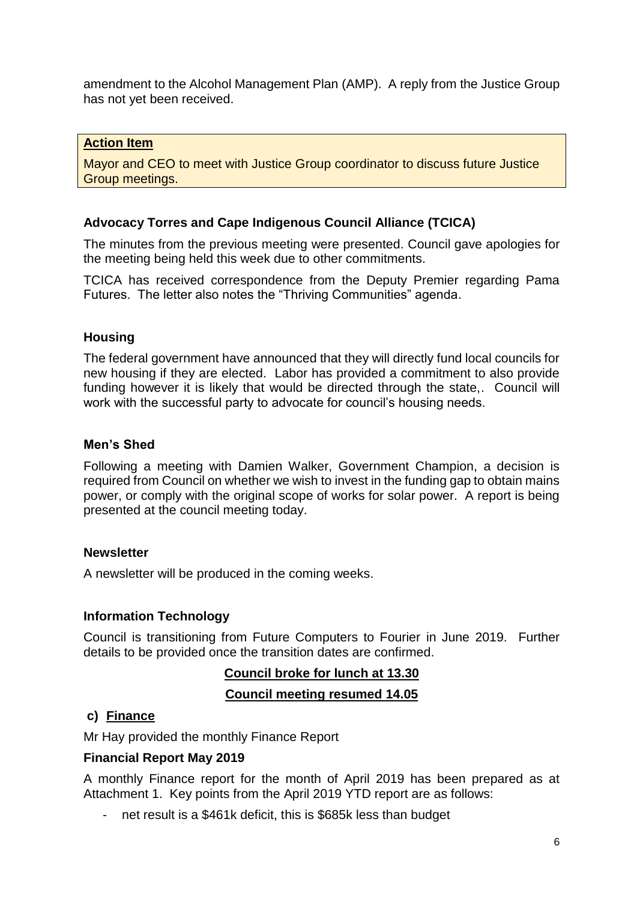amendment to the Alcohol Management Plan (AMP). A reply from the Justice Group has not yet been received.

> **Action Item**
>
> Mayor and CEO to meet with Justice Group coordinator to discuss future Justice Group meetings.

### Advocacy Torres and Cape Indigenous Council Alliance (TCICA)

The minutes from the previous meeting were presented. Council gave apologies for the meeting being held this week due to other commitments.

TCICA has received correspondence from the Deputy Premier regarding Pama Futures. The letter also notes the "Thriving Communities" agenda.

### Housing

The federal government have announced that they will directly fund local councils for new housing if they are elected. Labor has provided a commitment to also provide funding however it is likely that would be directed through the state,. Council will work with the successful party to advocate for council's housing needs.

### Men's Shed

Following a meeting with Damien Walker, Government Champion, a decision is required from Council on whether we wish to invest in the funding gap to obtain mains power, or comply with the original scope of works for solar power. A report is being presented at the council meeting today.

### Newsletter

A newsletter will be produced in the coming weeks.

### Information Technology

Council is transitioning from Future Computers to Fourier in June 2019. Further details to be provided once the transition dates are confirmed.

**Council broke for lunch at 13.30**

**Council meeting resumed 14.05**

## c) Finance

Mr Hay provided the monthly Finance Report

### Financial Report May 2019

A monthly Finance report for the month of April 2019 has been prepared as at Attachment 1. Key points from the April 2019 YTD report are as follows:

- net result is a $461k deficit, this is $685k less than budget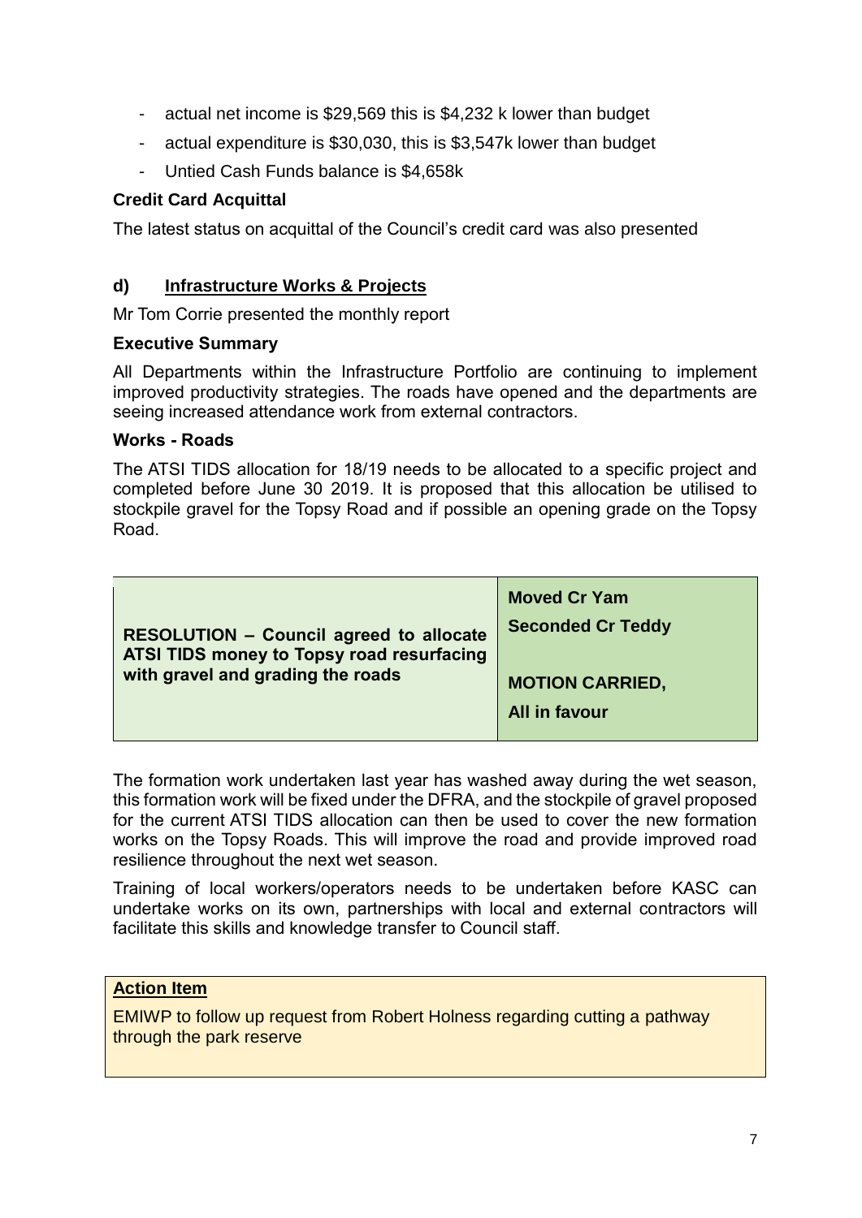- actual net income is $29,569 this is $4,232 k lower than budget
- actual expenditure is $30,030, this is $3,547k lower than budget
- Untied Cash Funds balance is $4,658k

**Credit Card Acquittal**

The latest status on acquittal of the Council's credit card was also presented

### d) Infrastructure Works & Projects

Mr Tom Corrie presented the monthly report

**Executive Summary**

All Departments within the Infrastructure Portfolio are continuing to implement improved productivity strategies. The roads have opened and the departments are seeing increased attendance work from external contractors.

**Works - Roads**

The ATSI TIDS allocation for 18/19 needs to be allocated to a specific project and completed before June 30 2019. It is proposed that this allocation be utilised to stockpile gravel for the Topsy Road and if possible an opening grade on the Topsy Road.

| **RESOLUTION – Council agreed to allocate ATSI TIDS money to Topsy road resurfacing with gravel and grading the roads** | **Moved Cr Yam**<br>**Seconded Cr Teddy**<br><br>**MOTION CARRIED,**<br>**All in favour** |
|---|---|

The formation work undertaken last year has washed away during the wet season, this formation work will be fixed under the DFRA, and the stockpile of gravel proposed for the current ATSI TIDS allocation can then be used to cover the new formation works on the Topsy Roads. This will improve the road and provide improved road resilience throughout the next wet season.

Training of local workers/operators needs to be undertaken before KASC can undertake works on its own, partnerships with local and external contractors will facilitate this skills and knowledge transfer to Council staff.

**Action Item**

EMIWP to follow up request from Robert Holness regarding cutting a pathway through the park reserve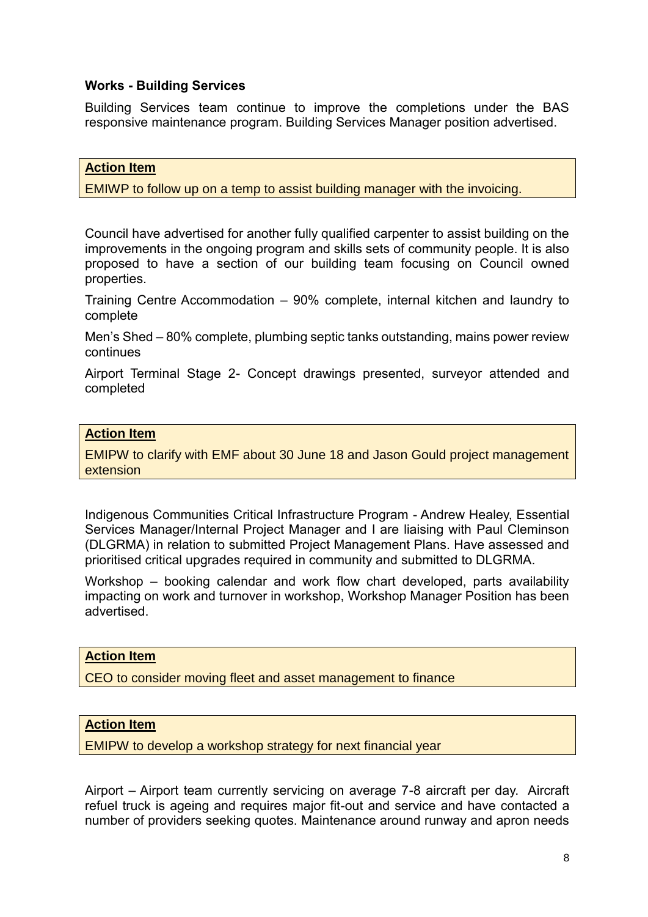**Works - Building Services**

Building Services team continue to improve the completions under the BAS responsive maintenance program. Building Services Manager position advertised.

> **Action Item**
>
> EMIWP to follow up on a temp to assist building manager with the invoicing.

Council have advertised for another fully qualified carpenter to assist building on the improvements in the ongoing program and skills sets of community people. It is also proposed to have a section of our building team focusing on Council owned properties.

Training Centre Accommodation – 90% complete, internal kitchen and laundry to complete

Men's Shed – 80% complete, plumbing septic tanks outstanding, mains power review continues

Airport Terminal Stage 2- Concept drawings presented, surveyor attended and completed

> **Action Item**
>
> EMIPW to clarify with EMF about 30 June 18 and Jason Gould project management extension

Indigenous Communities Critical Infrastructure Program - Andrew Healey, Essential Services Manager/Internal Project Manager and I are liaising with Paul Cleminson (DLGRMA) in relation to submitted Project Management Plans. Have assessed and prioritised critical upgrades required in community and submitted to DLGRMA.

Workshop – booking calendar and work flow chart developed, parts availability impacting on work and turnover in workshop, Workshop Manager Position has been advertised.

> **Action Item**
>
> CEO to consider moving fleet and asset management to finance

> **Action Item**
>
> EMIPW to develop a workshop strategy for next financial year

Airport – Airport team currently servicing on average 7-8 aircraft per day. Aircraft refuel truck is ageing and requires major fit-out and service and have contacted a number of providers seeking quotes. Maintenance around runway and apron needs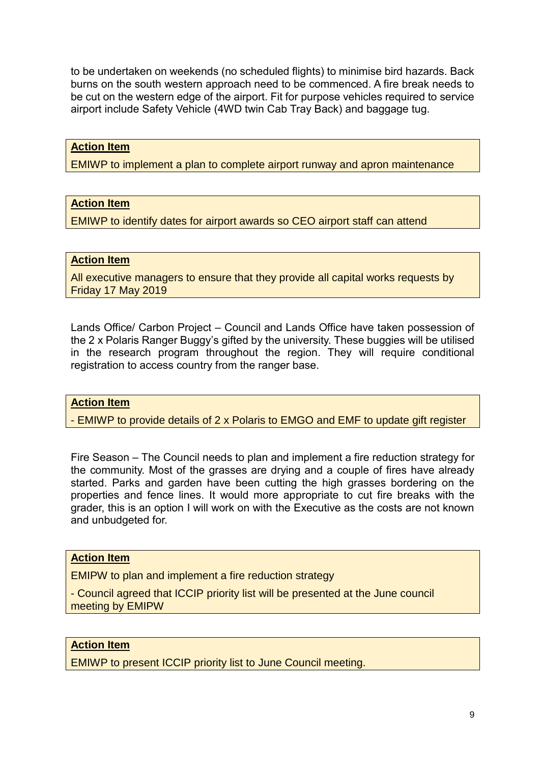to be undertaken on weekends (no scheduled flights) to minimise bird hazards. Back burns on the south western approach need to be commenced. A fire break needs to be cut on the western edge of the airport. Fit for purpose vehicles required to service airport include Safety Vehicle (4WD twin Cab Tray Back) and baggage tug.

**Action Item**

EMIWP to implement a plan to complete airport runway and apron maintenance

**Action Item**

EMIWP to identify dates for airport awards so CEO airport staff can attend

**Action Item**

All executive managers to ensure that they provide all capital works requests by Friday 17 May 2019

Lands Office/ Carbon Project – Council and Lands Office have taken possession of the 2 x Polaris Ranger Buggy's gifted by the university. These buggies will be utilised in the research program throughout the region. They will require conditional registration to access country from the ranger base.

**Action Item**

- EMIWP to provide details of 2 x Polaris to EMGO and EMF to update gift register

Fire Season – The Council needs to plan and implement a fire reduction strategy for the community. Most of the grasses are drying and a couple of fires have already started. Parks and garden have been cutting the high grasses bordering on the properties and fence lines. It would more appropriate to cut fire breaks with the grader, this is an option I will work on with the Executive as the costs are not known and unbudgeted for.

**Action Item**

EMIPW to plan and implement a fire reduction strategy

- Council agreed that ICCIP priority list will be presented at the June council meeting by EMIPW

**Action Item**

EMIWP to present ICCIP priority list to June Council meeting.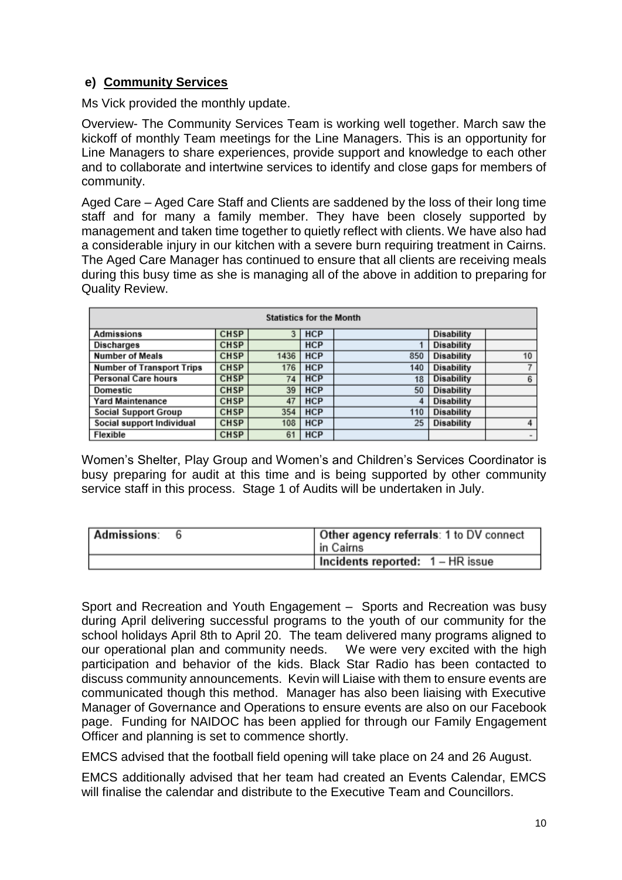## e) Community Services

Ms Vick provided the monthly update.

Overview- The Community Services Team is working well together. March saw the kickoff of monthly Team meetings for the Line Managers. This is an opportunity for Line Managers to share experiences, provide support and knowledge to each other and to collaborate and intertwine services to identify and close gaps for members of community.

Aged Care – Aged Care Staff and Clients are saddened by the loss of their long time staff and for many a family member. They have been closely supported by management and taken time together to quietly reflect with clients. We have also had a considerable injury in our kitchen with a severe burn requiring treatment in Cairns. The Aged Care Manager has continued to ensure that all clients are receiving meals during this busy time as she is managing all of the above in addition to preparing for Quality Review.

| Statistics for the Month | | | | | | |
|---|---|---|---|---|---|---|
| Admissions | CHSP | 3 | HCP | | Disability | |
| Discharges | CHSP | | HCP | 1 | Disability | |
| Number of Meals | CHSP | 1436 | HCP | 850 | Disability | 10 |
| Number of Transport Trips | CHSP | 176 | HCP | 140 | Disability | 7 |
| Personal Care hours | CHSP | 74 | HCP | 18 | Disability | 6 |
| Domestic | CHSP | 39 | HCP | 50 | Disability | |
| Yard Maintenance | CHSP | 47 | HCP | 4 | Disability | |
| Social Support Group | CHSP | 354 | HCP | 110 | Disability | |
| Social support Individual | CHSP | 108 | HCP | 25 | Disability | 4 |
| Flexible | CHSP | 61 | HCP | | | - |

Women's Shelter, Play Group and Women's and Children's Services Coordinator is busy preparing for audit at this time and is being supported by other community service staff in this process. Stage 1 of Audits will be undertaken in July.

| Admissions: 6 | Other agency referrals: 1 to DV connect in Cairns |
|---|---|
| | Incidents reported: 1 – HR issue |

Sport and Recreation and Youth Engagement – Sports and Recreation was busy during April delivering successful programs to the youth of our community for the school holidays April 8th to April 20. The team delivered many programs aligned to our operational plan and community needs. We were very excited with the high participation and behavior of the kids. Black Star Radio has been contacted to discuss community announcements. Kevin will Liaise with them to ensure events are communicated though this method. Manager has also been liaising with Executive Manager of Governance and Operations to ensure events are also on our Facebook page. Funding for NAIDOC has been applied for through our Family Engagement Officer and planning is set to commence shortly.

EMCS advised that the football field opening will take place on 24 and 26 August.

EMCS additionally advised that her team had created an Events Calendar, EMCS will finalise the calendar and distribute to the Executive Team and Councillors.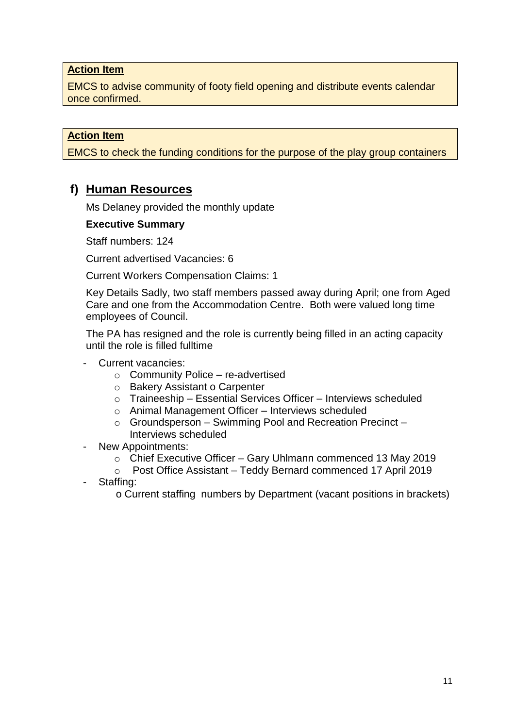**Action Item**

EMCS to advise community of footy field opening and distribute events calendar once confirmed.

**Action Item**

EMCS to check the funding conditions for the purpose of the play group containers

## f) Human Resources

Ms Delaney provided the monthly update

**Executive Summary**

Staff numbers: 124

Current advertised Vacancies: 6

Current Workers Compensation Claims: 1

Key Details Sadly, two staff members passed away during April; one from Aged Care and one from the Accommodation Centre. Both were valued long time employees of Council.

The PA has resigned and the role is currently being filled in an acting capacity until the role is filled fulltime

- Current vacancies:
  - Community Police – re-advertised
  - Bakery Assistant o Carpenter
  - Traineeship – Essential Services Officer – Interviews scheduled
  - Animal Management Officer – Interviews scheduled
  - Groundsperson – Swimming Pool and Recreation Precinct – Interviews scheduled
- New Appointments:
  - Chief Executive Officer – Gary Uhlmann commenced 13 May 2019
  - Post Office Assistant – Teddy Bernard commenced 17 April 2019
- Staffing:
  - o Current staffing numbers by Department (vacant positions in brackets)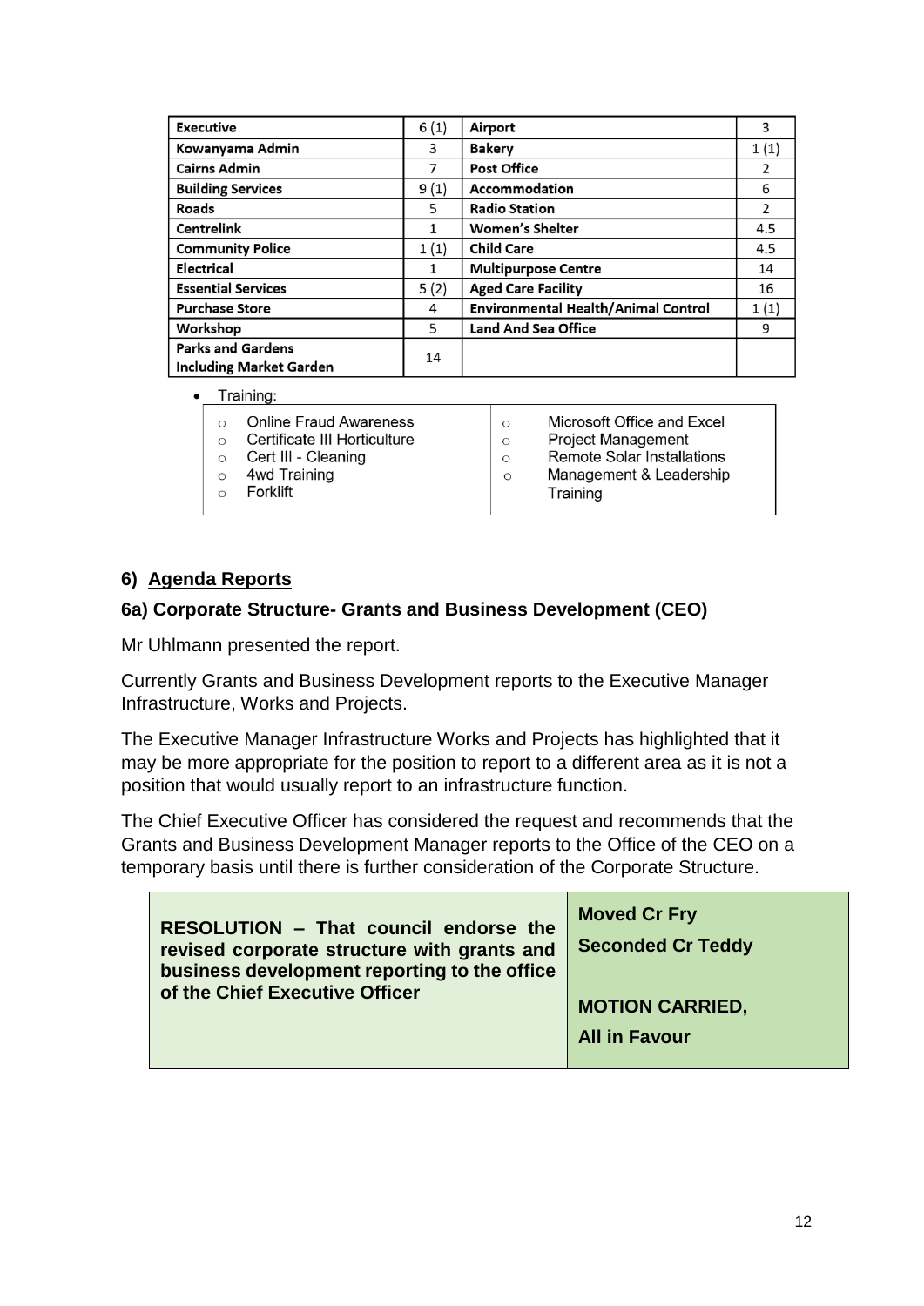| Executive | 6 (1) | Airport | 3 |
|---|---|---|---|
| Kowanyama Admin | 3 | Bakery | 1 (1) |
| Cairns Admin | 7 | Post Office | 2 |
| Building Services | 9 (1) | Accommodation | 6 |
| Roads | 5 | Radio Station | 2 |
| Centrelink | 1 | Women's Shelter | 4.5 |
| Community Police | 1 (1) | Child Care | 4.5 |
| Electrical | 1 | Multipurpose Centre | 14 |
| Essential Services | 5 (2) | Aged Care Facility | 16 |
| Purchase Store | 4 | Environmental Health/Animal Control | 1 (1) |
| Workshop | 5 | Land And Sea Office | 9 |
| Parks and Gardens Including Market Garden | 14 | | |

- Training:

| | |
|---|---|
| ○ Online Fraud Awareness<br>○ Certificate III Horticulture<br>○ Cert III - Cleaning<br>○ 4wd Training<br>○ Forklift | ○ Microsoft Office and Excel<br>○ Project Management<br>○ Remote Solar Installations<br>○ Management & Leadership Training |

## 6) Agenda Reports

### 6a) Corporate Structure- Grants and Business Development (CEO)

Mr Uhlmann presented the report.

Currently Grants and Business Development reports to the Executive Manager Infrastructure, Works and Projects.

The Executive Manager Infrastructure Works and Projects has highlighted that it may be more appropriate for the position to report to a different area as it is not a position that would usually report to an infrastructure function.

The Chief Executive Officer has considered the request and recommends that the Grants and Business Development Manager reports to the Office of the CEO on a temporary basis until there is further consideration of the Corporate Structure.

| | |
|---|---|
| **RESOLUTION – That council endorse the revised corporate structure with grants and business development reporting to the office of the Chief Executive Officer** | **Moved Cr Fry**<br>**Seconded Cr Teddy**<br><br>**MOTION CARRIED,**<br>**All in Favour** |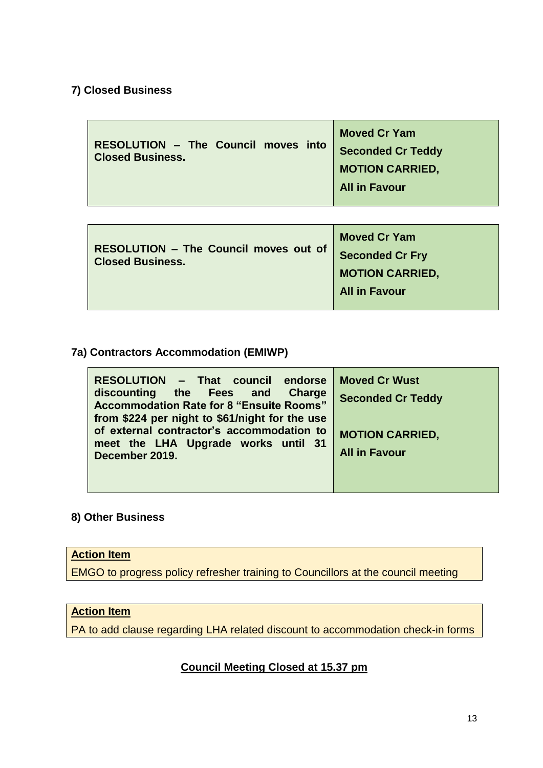## 7) Closed Business

| | |
|---|---|
| **RESOLUTION – The Council moves into Closed Business.** | **Moved Cr Yam**<br>**Seconded Cr Teddy**<br>**MOTION CARRIED,**<br>**All in Favour** |

| | |
|---|---|
| **RESOLUTION – The Council moves out of Closed Business.** | **Moved Cr Yam**<br>**Seconded Cr Fry**<br>**MOTION CARRIED,**<br>**All in Favour** |

### 7a) Contractors Accommodation (EMIWP)

| | |
|---|---|
| **RESOLUTION – That council endorse discounting the Fees and Charge Accommodation Rate for 8 "Ensuite Rooms" from $224 per night to $61/night for the use of external contractor's accommodation to meet the LHA Upgrade works until 31 December 2019.** | **Moved Cr Wust**<br>**Seconded Cr Teddy**<br><br>**MOTION CARRIED,**<br>**All in Favour** |

## 8) Other Business

**Action Item**

EMGO to progress policy refresher training to Councillors at the council meeting

**Action Item**

PA to add clause regarding LHA related discount to accommodation check-in forms

**Council Meeting Closed at 15.37 pm**